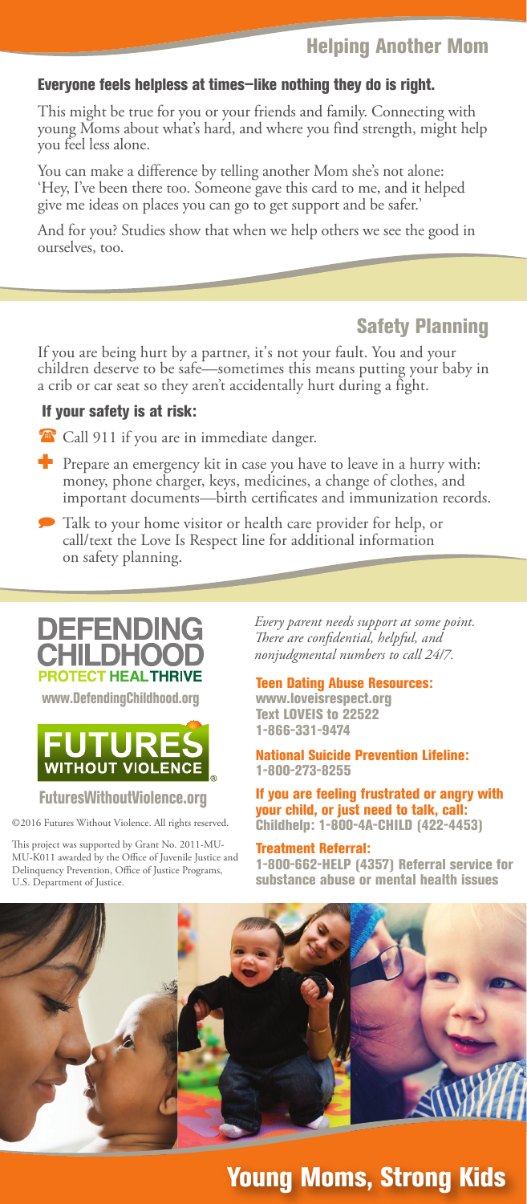## Helping Another Mom

**Everyone feels helpless at times—like nothing they do is right.**

This might be true for you or your friends and family. Connecting with young Moms about what's hard, and where you find strength, might help you feel less alone.

You can make a difference by telling another Mom she's not alone: 'Hey, I've been there too. Someone gave this card to me, and it helped give me ideas on places you can go to get support and be safer.'

And for you? Studies show that when we help others we see the good in ourselves, too.

## Safety Planning

If you are being hurt by a partner, it's not your fault. You and your children deserve to be safe—sometimes this means putting your baby in a crib or car seat so they aren't accidentally hurt during a fight.

### If your safety is at risk:

- Call 911 if you are in immediate danger.
- Prepare an emergency kit in case you have to leave in a hurry with: money, phone charger, keys, medicines, a change of clothes, and important documents—birth certificates and immunization records.
- Talk to your home visitor or health care provider for help, or call/text the Love Is Respect line for additional information on safety planning.

**DEFENDING CHILDHOOD**
PROTECT HEAL THRIVE
www.DefendingChildhood.org

**FUTURES WITHOUT VIOLENCE**
FuturesWithoutViolence.org

©2016 Futures Without Violence. All rights reserved.

This project was supported by Grant No. 2011-MU-MU-K011 awarded by the Office of Juvenile Justice and Delinquency Prevention, Office of Justice Programs, U.S. Department of Justice.

*Every parent needs support at some point. There are confidential, helpful, and nonjudgmental numbers to call 24/7.*

**Teen Dating Abuse Resources:**
www.loveisrespect.org
Text LOVEIS to 22522
1-866-331-9474

**National Suicide Prevention Lifeline:**
1-800-273-8255

**If you are feeling frustrated or angry with your child, or just need to talk, call:**
Childhelp: 1-800-4A-CHILD (422-4453)

**Treatment Referral:**
1-800-662-HELP (4357) Referral service for substance abuse or mental health issues

# Young Moms, Strong Kids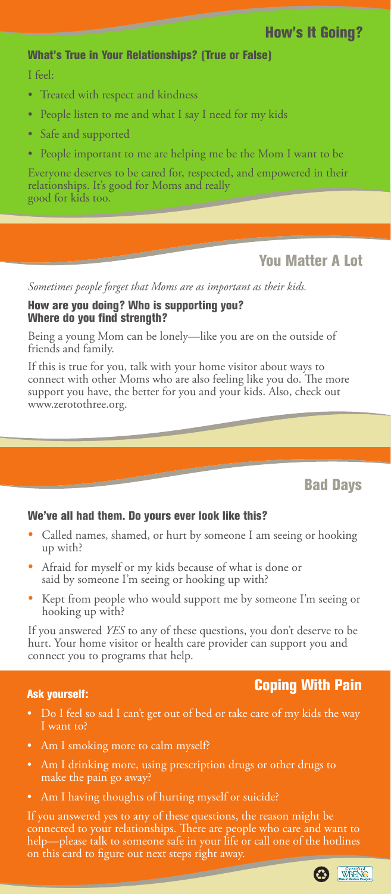## How's It Going?

### What's True in Your Relationships? (True or False)

I feel:

- Treated with respect and kindness
- People listen to me and what I say I need for my kids
- Safe and supported
- People important to me are helping me be the Mom I want to be

Everyone deserves to be cared for, respected, and empowered in their relationships. It's good for Moms and really good for kids too.

## You Matter A Lot

*Sometimes people forget that Moms are as important as their kids.*

### How are you doing? Who is supporting you? Where do you find strength?

Being a young Mom can be lonely—like you are on the outside of friends and family.

If this is true for you, talk with your home visitor about ways to connect with other Moms who are also feeling like you do. The more support you have, the better for you and your kids. Also, check out www.zerotothree.org.

## Bad Days

### We've all had them. Do yours ever look like this?

- Called names, shamed, or hurt by someone I am seeing or hooking up with?
- Afraid for myself or my kids because of what is done or said by someone I'm seeing or hooking up with?
- Kept from people who would support me by someone I'm seeing or hooking up with?

If you answered *YES* to any of these questions, you don't deserve to be hurt. Your home visitor or health care provider can support you and connect you to programs that help.

## Coping With Pain

### Ask yourself:

- Do I feel so sad I can't get out of bed or take care of my kids the way I want to?
- Am I smoking more to calm myself?
- Am I drinking more, using prescription drugs or other drugs to make the pain go away?
- Am I having thoughts of hurting myself or suicide?

If you answered yes to any of these questions, the reason might be connected to your relationships. There are people who care and want to help—please talk to someone safe in your life or call one of the hotlines on this card to figure out next steps right away.